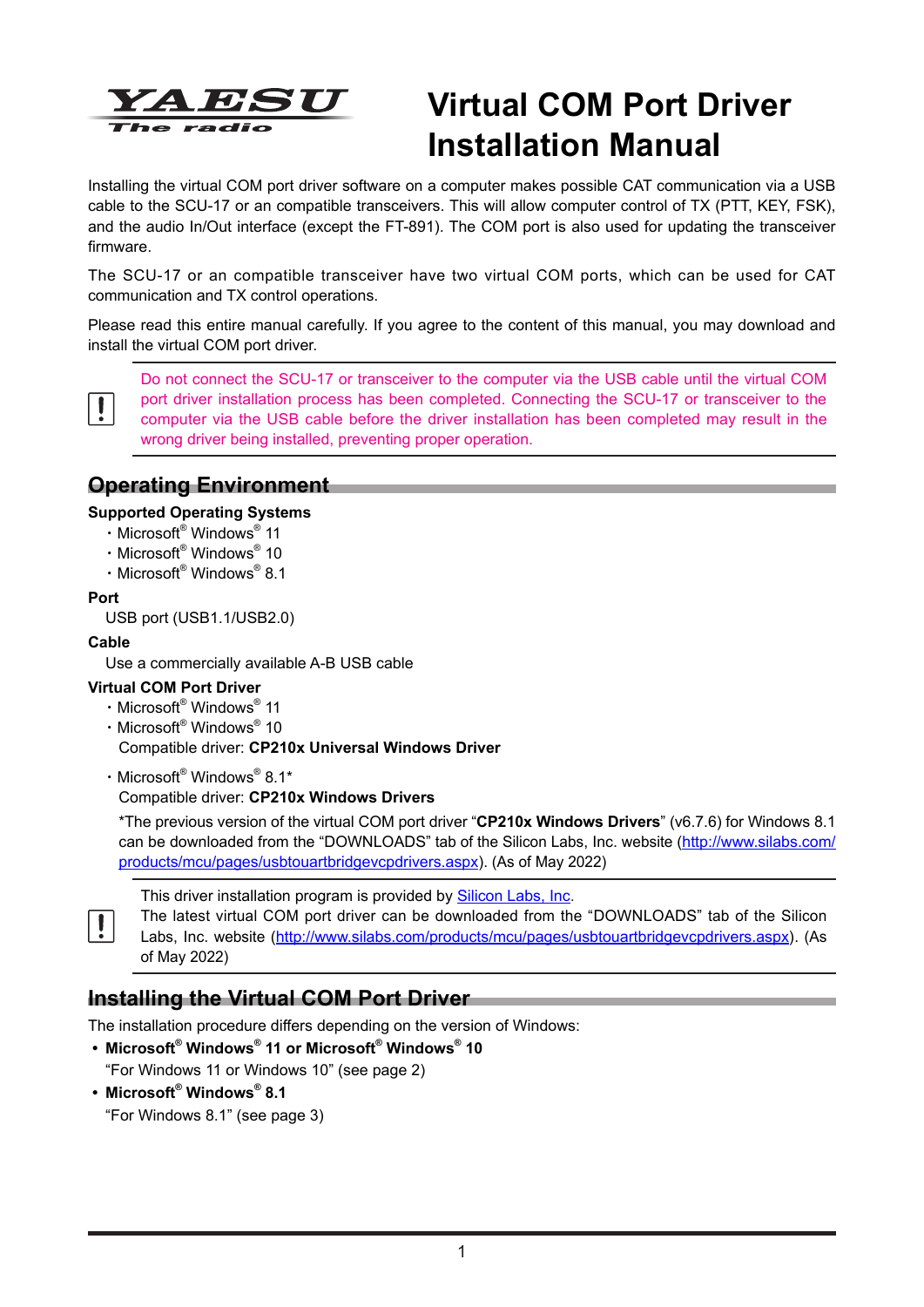YAESU
The radio

# Virtual COM Port Driver Installation Manual

Installing the virtual COM port driver software on a computer makes possible CAT communication via a USB cable to the SCU-17 or an compatible transceivers. This will allow computer control of TX (PTT, KEY, FSK), and the audio In/Out interface (except the FT-891). The COM port is also used for updating the transceiver firmware.

The SCU-17 or an compatible transceiver have two virtual COM ports, which can be used for CAT communication and TX control operations.

Please read this entire manual carefully. If you agree to the content of this manual, you may download and install the virtual COM port driver.

> Do not connect the SCU-17 or transceiver to the computer via the USB cable until the virtual COM port driver installation process has been completed. Connecting the SCU-17 or transceiver to the computer via the USB cable before the driver installation has been completed may result in the wrong driver being installed, preventing proper operation.

## Operating Environment

**Supported Operating Systems**

- Microsoft® Windows® 11
- Microsoft® Windows® 10
- Microsoft® Windows® 8.1

**Port**

USB port (USB1.1/USB2.0)

**Cable**

Use a commercially available A-B USB cable

**Virtual COM Port Driver**

- Microsoft® Windows® 11
- Microsoft® Windows® 10

  Compatible driver: **CP210x Universal Windows Driver**

- Microsoft® Windows® 8.1*

  Compatible driver: **CP210x Windows Drivers**

  *The previous version of the virtual COM port driver "**CP210x Windows Drivers**" (v6.7.6) for Windows 8.1 can be downloaded from the "DOWNLOADS" tab of the Silicon Labs, Inc. website (http://www.silabs.com/products/mcu/pages/usbtouartbridgevcpdrivers.aspx). (As of May 2022)

> This driver installation program is provided by Silicon Labs, Inc.
> The latest virtual COM port driver can be downloaded from the "DOWNLOADS" tab of the Silicon Labs, Inc. website (http://www.silabs.com/products/mcu/pages/usbtouartbridgevcpdrivers.aspx). (As of May 2022)

## Installing the Virtual COM Port Driver

The installation procedure differs depending on the version of Windows:

- **Microsoft® Windows® 11 or Microsoft® Windows® 10**

  "For Windows 11 or Windows 10" (see page 2)

- **Microsoft® Windows® 8.1**

  "For Windows 8.1" (see page 3)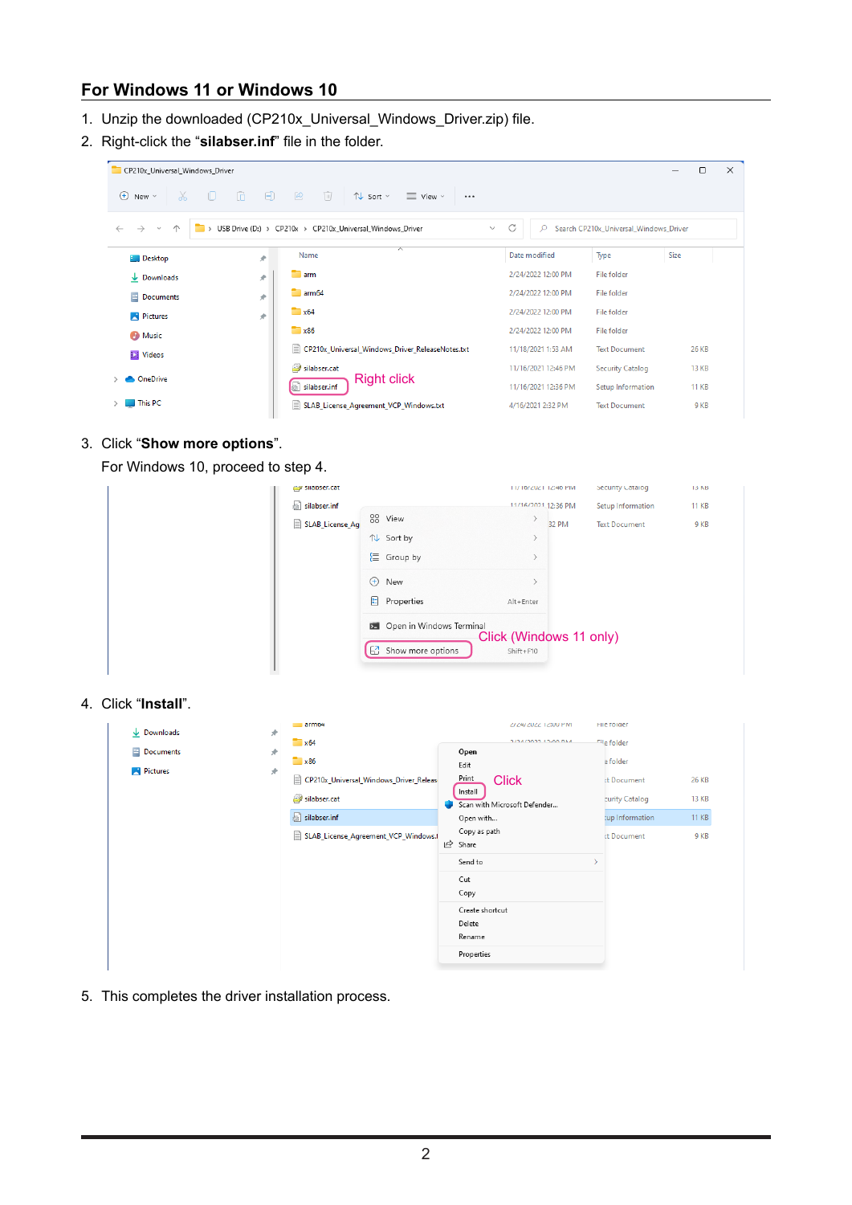## For Windows 11 or Windows 10

1. Unzip the downloaded (CP210x_Universal_Windows_Driver.zip) file.
2. Right-click the "**silabser.inf**" file in the folder.
3. Click "**Show more options**".
   For Windows 10, proceed to step 4.
4. Click "**Install**".
5. This completes the driver installation process.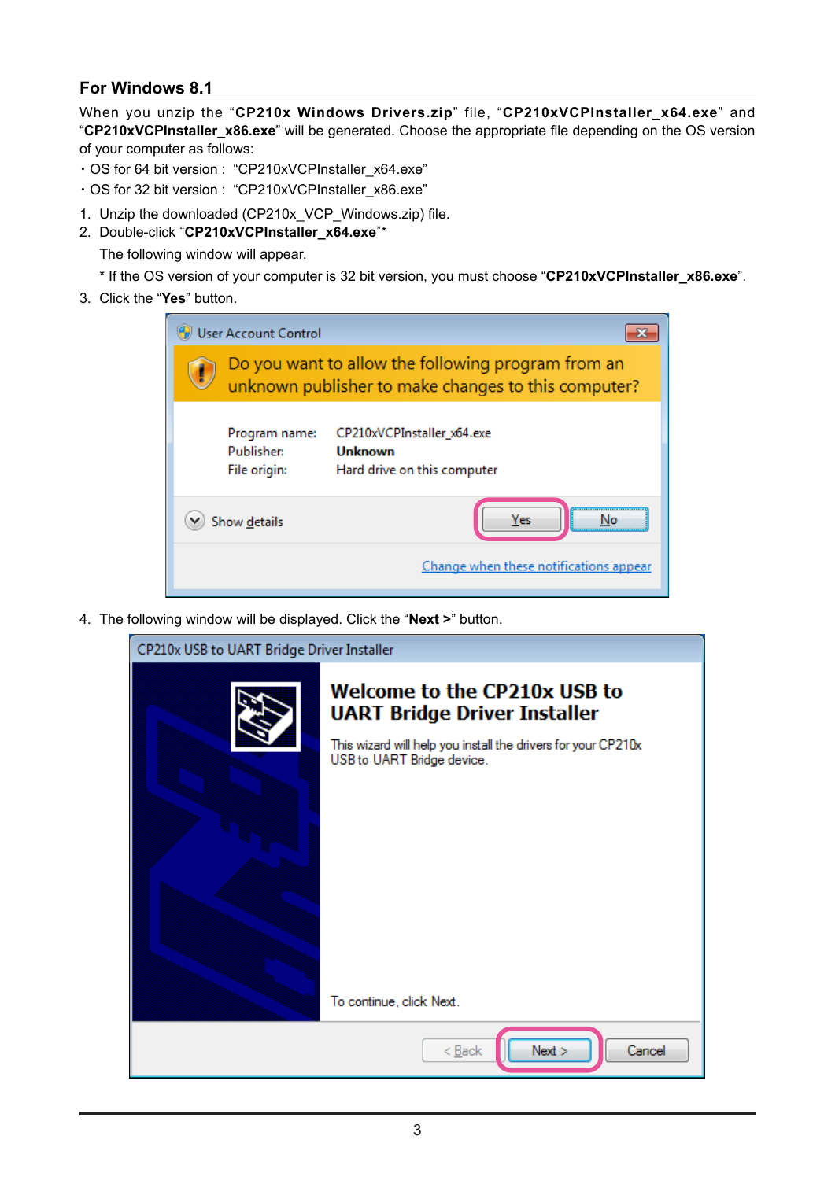## For Windows 8.1

When you unzip the "**CP210x Windows Drivers.zip**" file, "**CP210xVCPInstaller_x64.exe**" and "**CP210xVCPInstaller_x86.exe**" will be generated. Choose the appropriate file depending on the OS version of your computer as follows:

・OS for 64 bit version : "CP210xVCPInstaller_x64.exe"
・OS for 32 bit version : "CP210xVCPInstaller_x86.exe"

1. Unzip the downloaded (CP210x_VCP_Windows.zip) file.
2. Double-click "**CP210xVCPInstaller_x64.exe**"*

   The following window will appear.

   * If the OS version of your computer is 32 bit version, you must choose "**CP210xVCPInstaller_x86.exe**".
3. Click the "**Yes**" button.
4. The following window will be displayed. Click the "**Next >**" button.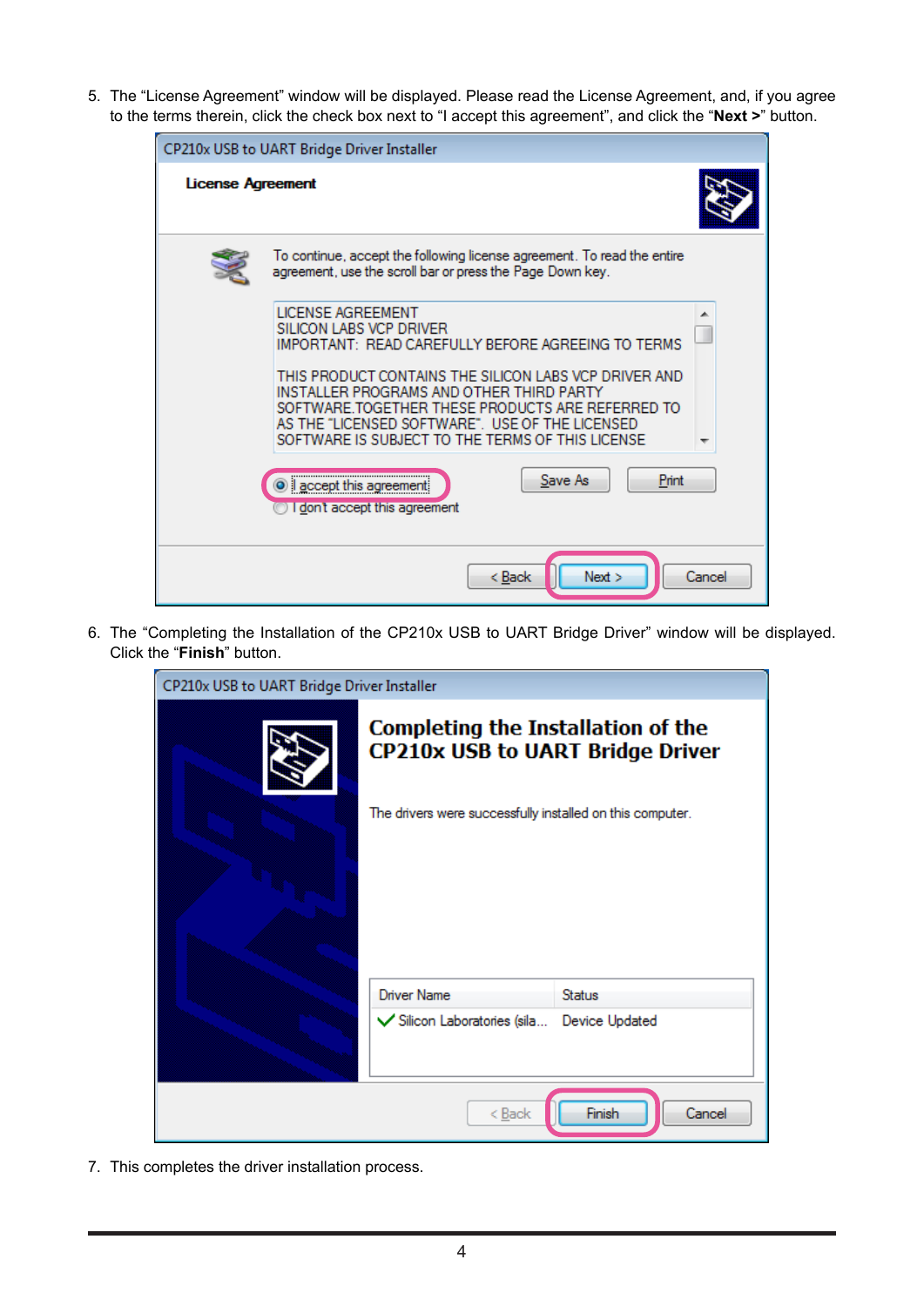5. The "License Agreement" window will be displayed. Please read the License Agreement, and, if you agree to the terms therein, click the check box next to "I accept this agreement", and click the "**Next >**" button.

6. The "Completing the Installation of the CP210x USB to UART Bridge Driver" window will be displayed. Click the "**Finish**" button.

7. This completes the driver installation process.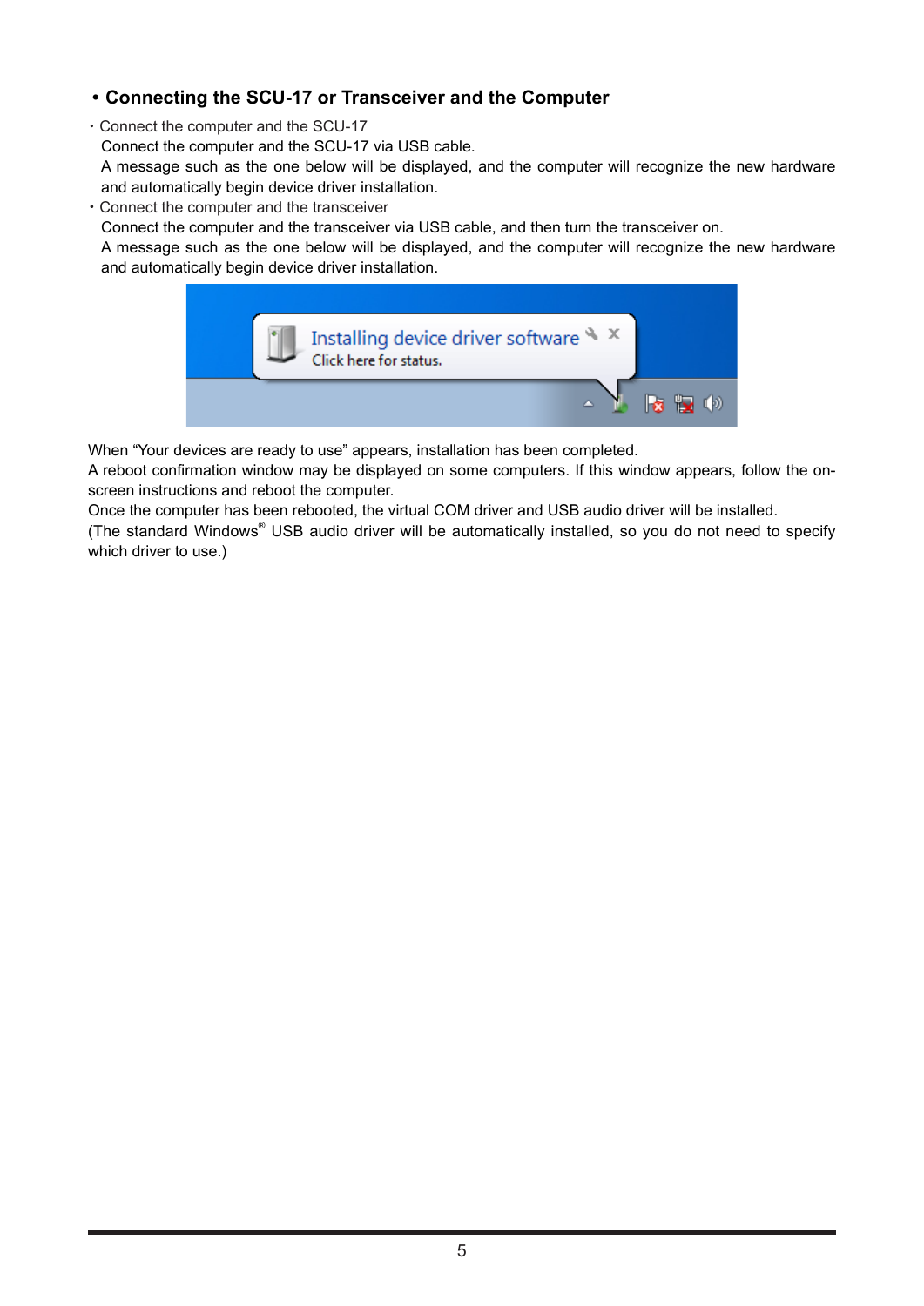## • Connecting the SCU-17 or Transceiver and the Computer

・Connect the computer and the SCU-17

Connect the computer and the SCU-17 via USB cable.

A message such as the one below will be displayed, and the computer will recognize the new hardware and automatically begin device driver installation.

・Connect the computer and the transceiver

Connect the computer and the transceiver via USB cable, and then turn the transceiver on.

A message such as the one below will be displayed, and the computer will recognize the new hardware and automatically begin device driver installation.

Installing device driver software
Click here for status.

When “Your devices are ready to use” appears, installation has been completed.

A reboot confirmation window may be displayed on some computers. If this window appears, follow the on-screen instructions and reboot the computer.

Once the computer has been rebooted, the virtual COM driver and USB audio driver will be installed.

(The standard Windows® USB audio driver will be automatically installed, so you do not need to specify which driver to use.)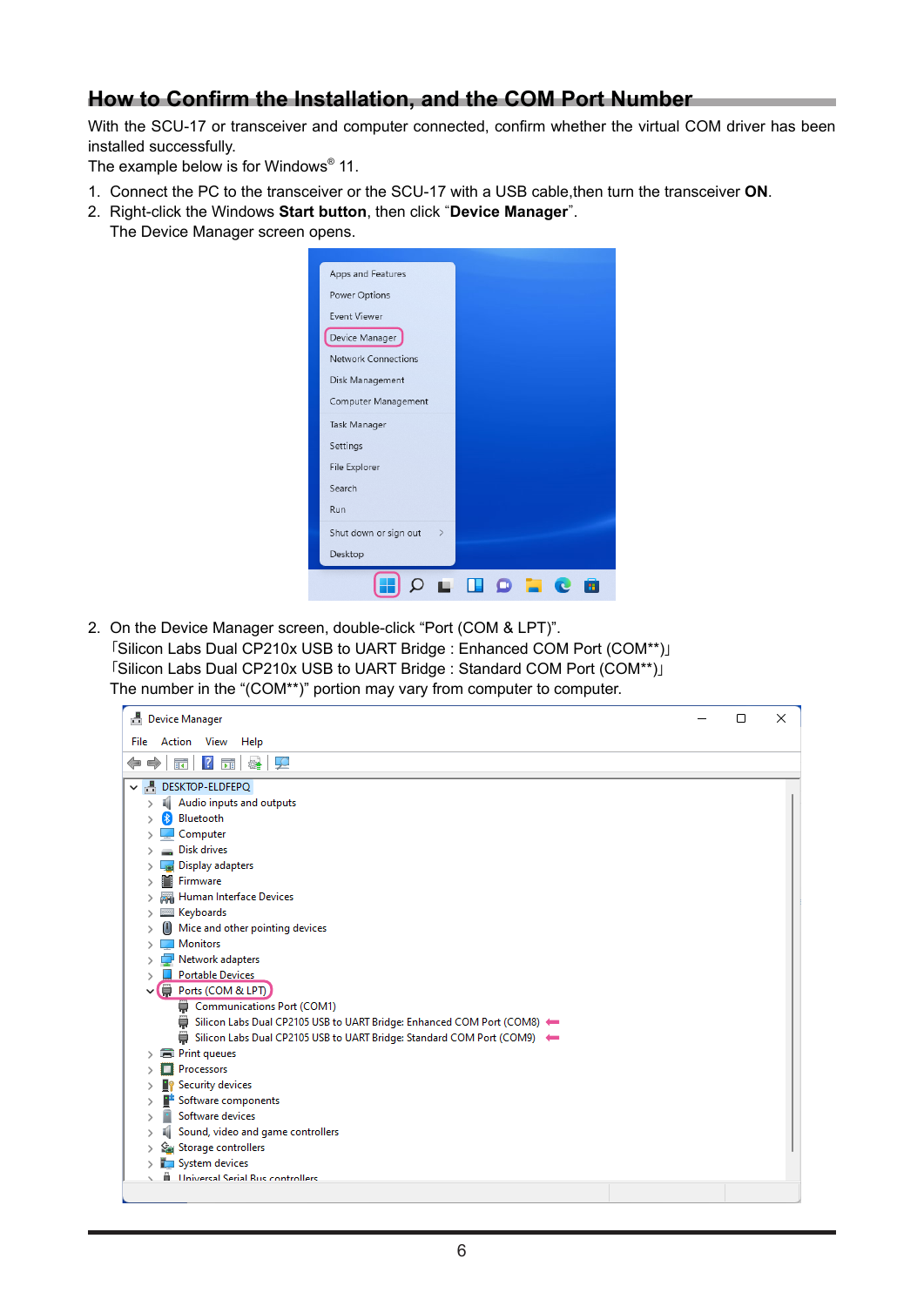## How to Confirm the Installation, and the COM Port Number

With the SCU-17 or transceiver and computer connected, confirm whether the virtual COM driver has been installed successfully.
The example below is for Windows® 11.

1. Connect the PC to the transceiver or the SCU-17 with a USB cable,then turn the transceiver **ON**.
2. Right-click the Windows **Start button**, then click “**Device Manager**”.
   The Device Manager screen opens.

2. On the Device Manager screen, double-click “Port (COM & LPT)”.
   「Silicon Labs Dual CP210x USB to UART Bridge : Enhanced COM Port (COM**)」
   「Silicon Labs Dual CP210x USB to UART Bridge : Standard COM Port (COM**)」
   The number in the “(COM**)” portion may vary from computer to computer.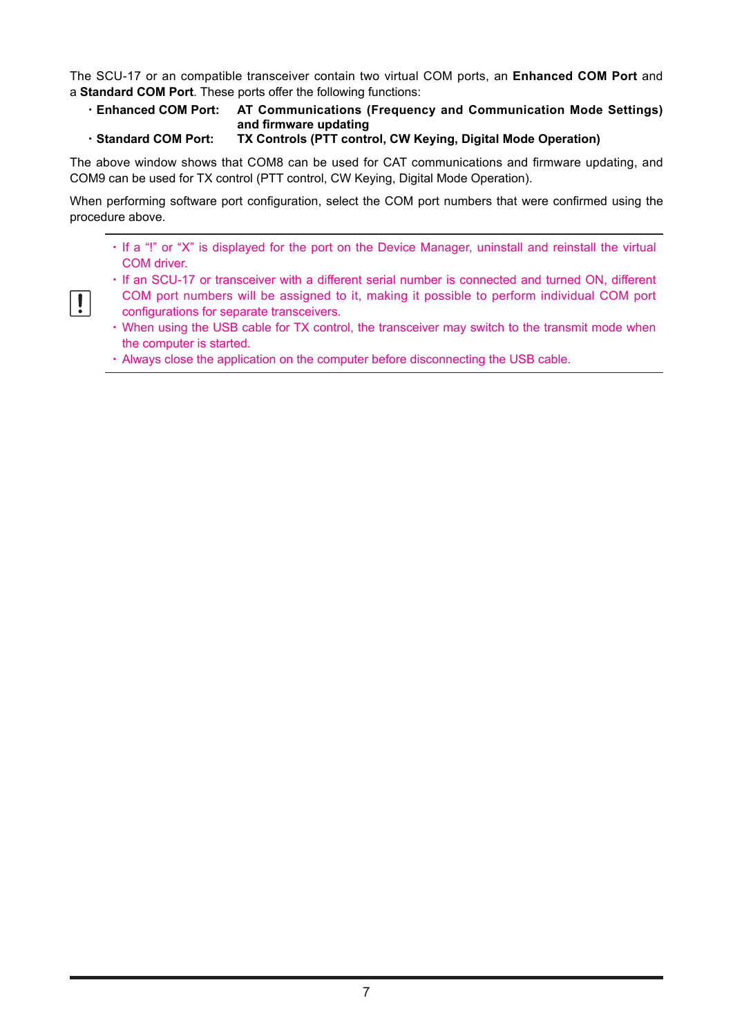The SCU-17 or an compatible transceiver contain two virtual COM ports, an **Enhanced COM Port** and a **Standard COM Port**. These ports offer the following functions:

- **Enhanced COM Port:** **AT Communications (Frequency and Communication Mode Settings) and firmware updating**
- **Standard COM Port:** **TX Controls (PTT control, CW Keying, Digital Mode Operation)**

The above window shows that COM8 can be used for CAT communications and firmware updating, and COM9 can be used for TX control (PTT control, CW Keying, Digital Mode Operation).

When performing software port configuration, select the COM port numbers that were confirmed using the procedure above.

---

- If a "!" or "X" is displayed for the port on the Device Manager, uninstall and reinstall the virtual COM driver.
- If an SCU-17 or transceiver with a different serial number is connected and turned ON, different COM port numbers will be assigned to it, making it possible to perform individual COM port configurations for separate transceivers.
- When using the USB cable for TX control, the transceiver may switch to the transmit mode when the computer is started.
- Always close the application on the computer before disconnecting the USB cable.

---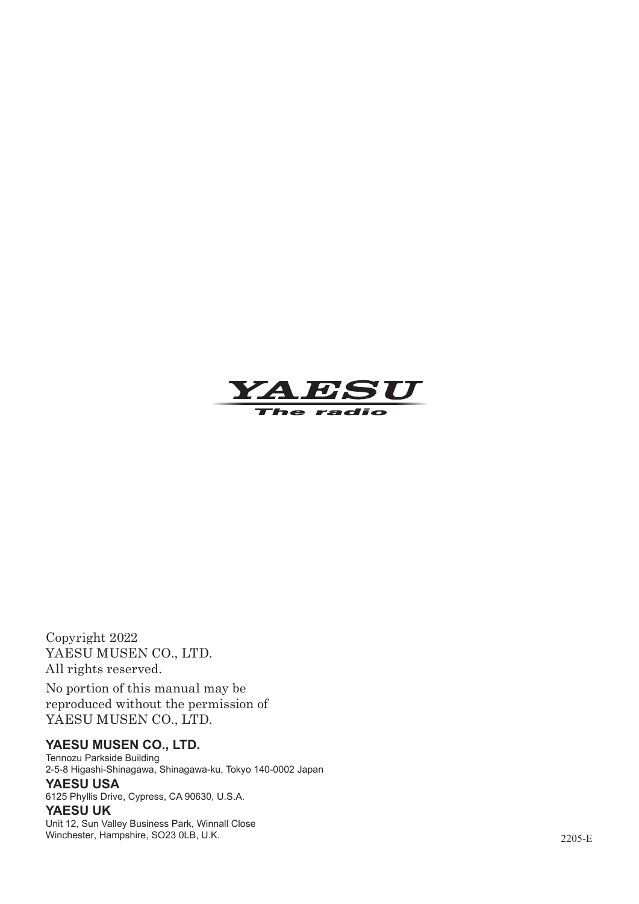YAESU
The radio

Copyright 2022
YAESU MUSEN CO., LTD.
All rights reserved.

No portion of this manual may be
reproduced without the permission of
YAESU MUSEN CO., LTD.

**YAESU MUSEN CO., LTD.**
Tennozu Parkside Building
2-5-8 Higashi-Shinagawa, Shinagawa-ku, Tokyo 140-0002 Japan

**YAESU USA**
6125 Phyllis Drive, Cypress, CA 90630, U.S.A.

**YAESU UK**
Unit 12, Sun Valley Business Park, Winnall Close
Winchester, Hampshire, SO23 0LB, U.K.

2205-E